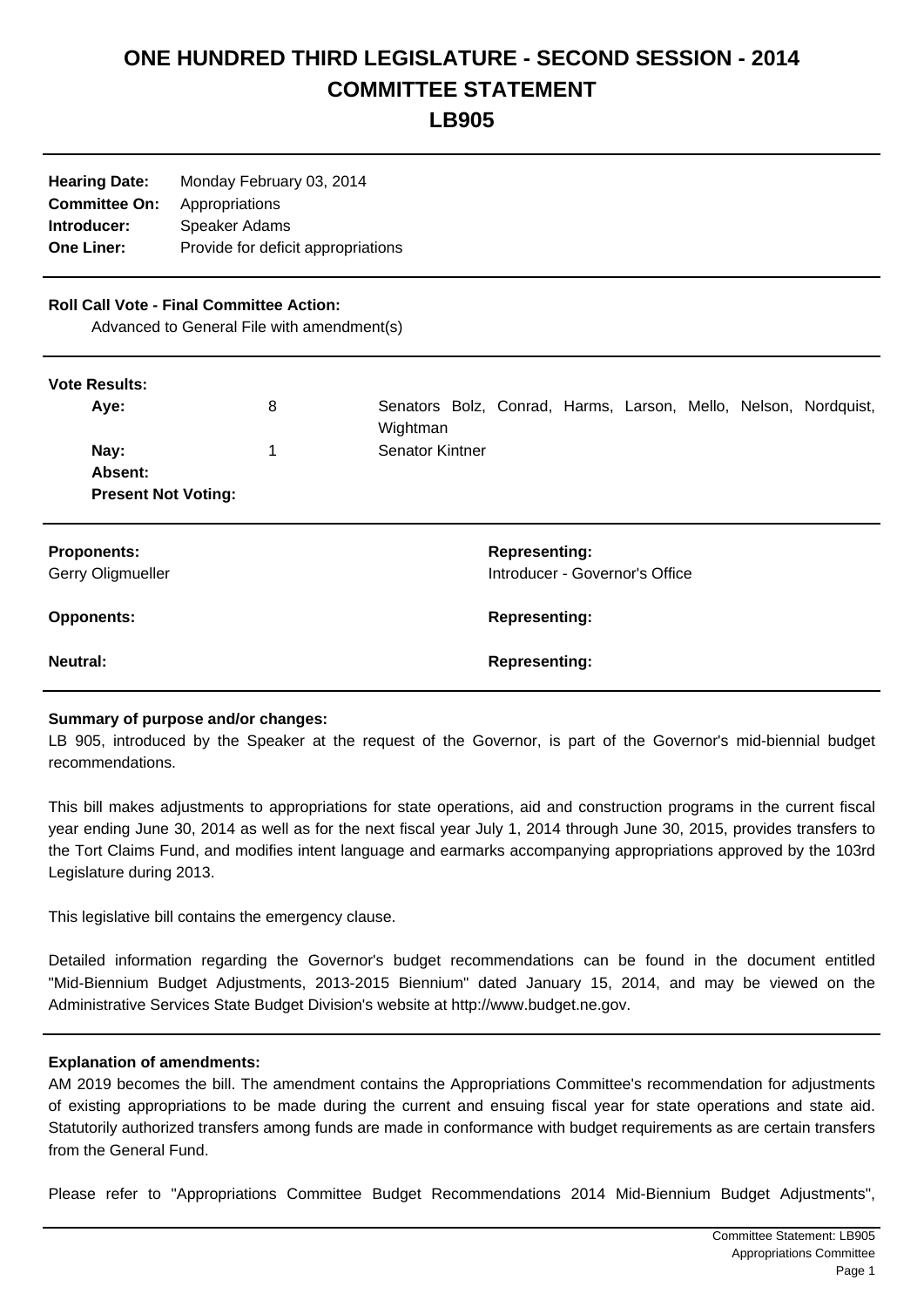# ONE HUNDRED THIRD LEGISLATURE - SECOND SESSION - 2014
# COMMITTEE STATEMENT
# LB905

| | |
|---|---|
| **Hearing Date:** | Monday February 03, 2014 |
| **Committee On:** | Appropriations |
| **Introducer:** | Speaker Adams |
| **One Liner:** | Provide for deficit appropriations |

**Roll Call Vote - Final Committee Action:**

Advanced to General File with amendment(s)

**Vote Results:**

| | | |
|---|---|---|
| **Aye:** | 8 | Senators Bolz, Conrad, Harms, Larson, Mello, Nelson, Nordquist, Wightman |
| **Nay:** | 1 | Senator Kintner |
| **Absent:** | | |
| **Present Not Voting:** | | |

| **Proponents:** | **Representing:** |
|---|---|
| Gerry Oligmueller | Introducer - Governor's Office |
| **Opponents:** | **Representing:** |
| **Neutral:** | **Representing:** |

**Summary of purpose and/or changes:**

LB 905, introduced by the Speaker at the request of the Governor, is part of the Governor's mid-biennial budget recommendations.

This bill makes adjustments to appropriations for state operations, aid and construction programs in the current fiscal year ending June 30, 2014 as well as for the next fiscal year July 1, 2014 through June 30, 2015, provides transfers to the Tort Claims Fund, and modifies intent language and earmarks accompanying appropriations approved by the 103rd Legislature during 2013.

This legislative bill contains the emergency clause.

Detailed information regarding the Governor's budget recommendations can be found in the document entitled "Mid-Biennium Budget Adjustments, 2013-2015 Biennium" dated January 15, 2014, and may be viewed on the Administrative Services State Budget Division's website at http://www.budget.ne.gov.

**Explanation of amendments:**

AM 2019 becomes the bill. The amendment contains the Appropriations Committee's recommendation for adjustments of existing appropriations to be made during the current and ensuing fiscal year for state operations and state aid. Statutorily authorized transfers among funds are made in conformance with budget requirements as are certain transfers from the General Fund.

Please refer to "Appropriations Committee Budget Recommendations 2014 Mid-Biennium Budget Adjustments",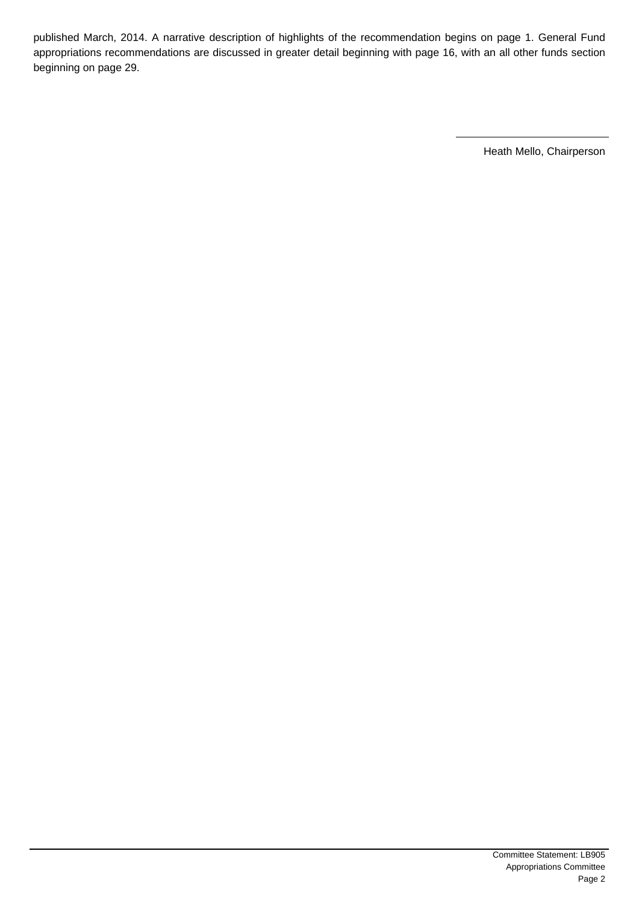published March, 2014. A narrative description of highlights of the recommendation begins on page 1. General Fund appropriations recommendations are discussed in greater detail beginning with page 16, with an all other funds section beginning on page 29.

Heath Mello, Chairperson